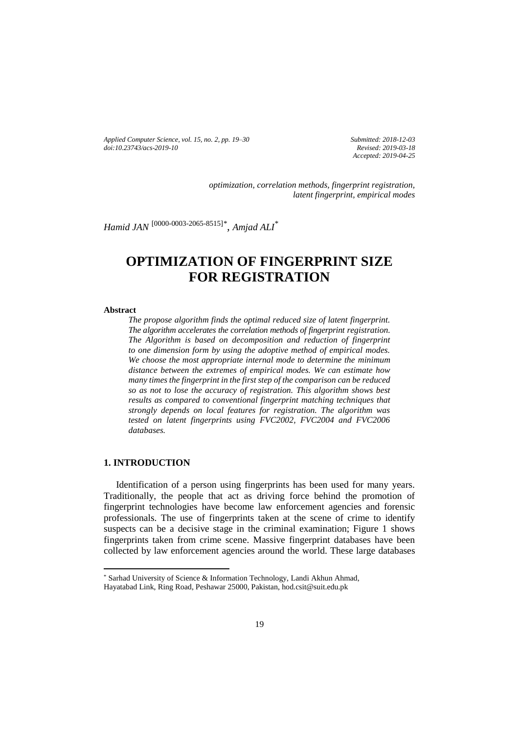*Applied Computer Science, vol. 15, no. 2, pp. 19–30*
*doi:10.23743/acs-2019-10*

*Submitted: 2018-12-03*
*Revised: 2019-03-18*
*Accepted: 2019-04-25*

*optimization, correlation methods, fingerprint registration, latent fingerprint, empirical modes*

*Hamid JAN* [0000-0003-2065-8515]*, *Amjad ALI**

# OPTIMIZATION OF FINGERPRINT SIZE FOR REGISTRATION

**Abstract**

*The propose algorithm finds the optimal reduced size of latent fingerprint. The algorithm accelerates the correlation methods of fingerprint registration. The Algorithm is based on decomposition and reduction of fingerprint to one dimension form by using the adoptive method of empirical modes. We choose the most appropriate internal mode to determine the minimum distance between the extremes of empirical modes. We can estimate how many times the fingerprint in the first step of the comparison can be reduced so as not to lose the accuracy of registration. This algorithm shows best results as compared to conventional fingerprint matching techniques that strongly depends on local features for registration. The algorithm was tested on latent fingerprints using FVC2002, FVC2004 and FVC2006 databases.*

## 1. INTRODUCTION

Identification of a person using fingerprints has been used for many years. Traditionally, the people that act as driving force behind the promotion of fingerprint technologies have become law enforcement agencies and forensic professionals. The use of fingerprints taken at the scene of crime to identify suspects can be a decisive stage in the criminal examination; Figure 1 shows fingerprints taken from crime scene. Massive fingerprint databases have been collected by law enforcement agencies around the world. These large databases

---

* Sarhad University of Science & Information Technology, Landi Akhun Ahmad, Hayatabad Link, Ring Road, Peshawar 25000, Pakistan, hod.csit@suit.edu.pk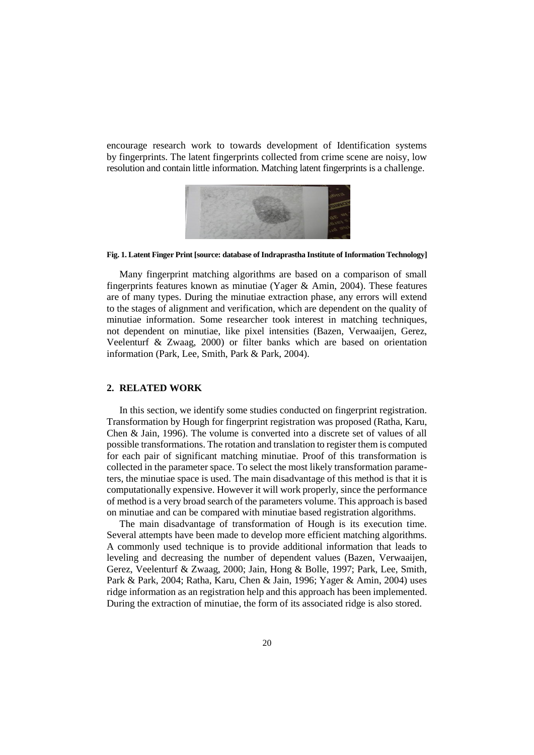encourage research work to towards development of Identification systems by fingerprints. The latent fingerprints collected from crime scene are noisy, low resolution and contain little information. Matching latent fingerprints is a challenge.

**Fig. 1. Latent Finger Print [source: database of Indraprastha Institute of Information Technology]**

Many fingerprint matching algorithms are based on a comparison of small fingerprints features known as minutiae (Yager & Amin, 2004). These features are of many types. During the minutiae extraction phase, any errors will extend to the stages of alignment and verification, which are dependent on the quality of minutiae information. Some researcher took interest in matching techniques, not dependent on minutiae, like pixel intensities (Bazen, Verwaaijen, Gerez, Veelenturf & Zwaag, 2000) or filter banks which are based on orientation information (Park, Lee, Smith, Park & Park, 2004).

## 2. RELATED WORK

In this section, we identify some studies conducted on fingerprint registration. Transformation by Hough for fingerprint registration was proposed (Ratha, Karu, Chen & Jain, 1996). The volume is converted into a discrete set of values of all possible transformations. The rotation and translation to register them is computed for each pair of significant matching minutiae. Proof of this transformation is collected in the parameter space. To select the most likely transformation parameters, the minutiae space is used. The main disadvantage of this method is that it is computationally expensive. However it will work properly, since the performance of method is a very broad search of the parameters volume. This approach is based on minutiae and can be compared with minutiae based registration algorithms.

The main disadvantage of transformation of Hough is its execution time. Several attempts have been made to develop more efficient matching algorithms. A commonly used technique is to provide additional information that leads to leveling and decreasing the number of dependent values (Bazen, Verwaaijen, Gerez, Veelenturf & Zwaag, 2000; Jain, Hong & Bolle, 1997; Park, Lee, Smith, Park & Park, 2004; Ratha, Karu, Chen & Jain, 1996; Yager & Amin, 2004) uses ridge information as an registration help and this approach has been implemented. During the extraction of minutiae, the form of its associated ridge is also stored.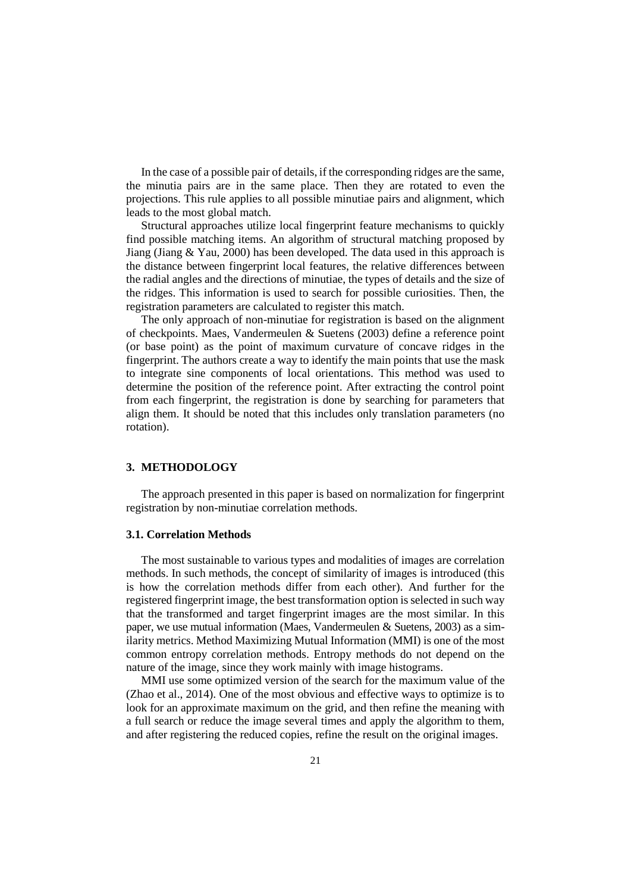In the case of a possible pair of details, if the corresponding ridges are the same, the minutia pairs are in the same place. Then they are rotated to even the projections. This rule applies to all possible minutiae pairs and alignment, which leads to the most global match.

Structural approaches utilize local fingerprint feature mechanisms to quickly find possible matching items. An algorithm of structural matching proposed by Jiang (Jiang & Yau, 2000) has been developed. The data used in this approach is the distance between fingerprint local features, the relative differences between the radial angles and the directions of minutiae, the types of details and the size of the ridges. This information is used to search for possible curiosities. Then, the registration parameters are calculated to register this match.

The only approach of non-minutiae for registration is based on the alignment of checkpoints. Maes, Vandermeulen & Suetens (2003) define a reference point (or base point) as the point of maximum curvature of concave ridges in the fingerprint. The authors create a way to identify the main points that use the mask to integrate sine components of local orientations. This method was used to determine the position of the reference point. After extracting the control point from each fingerprint, the registration is done by searching for parameters that align them. It should be noted that this includes only translation parameters (no rotation).

## 3. METHODOLOGY

The approach presented in this paper is based on normalization for fingerprint registration by non-minutiae correlation methods.

### 3.1. Correlation Methods

The most sustainable to various types and modalities of images are correlation methods. In such methods, the concept of similarity of images is introduced (this is how the correlation methods differ from each other). And further for the registered fingerprint image, the best transformation option is selected in such way that the transformed and target fingerprint images are the most similar. In this paper, we use mutual information (Maes, Vandermeulen & Suetens, 2003) as a similarity metrics. Method Maximizing Mutual Information (MMI) is one of the most common entropy correlation methods. Entropy methods do not depend on the nature of the image, since they work mainly with image histograms.

MMI use some optimized version of the search for the maximum value of the (Zhao et al., 2014). One of the most obvious and effective ways to optimize is to look for an approximate maximum on the grid, and then refine the meaning with a full search or reduce the image several times and apply the algorithm to them, and after registering the reduced copies, refine the result on the original images.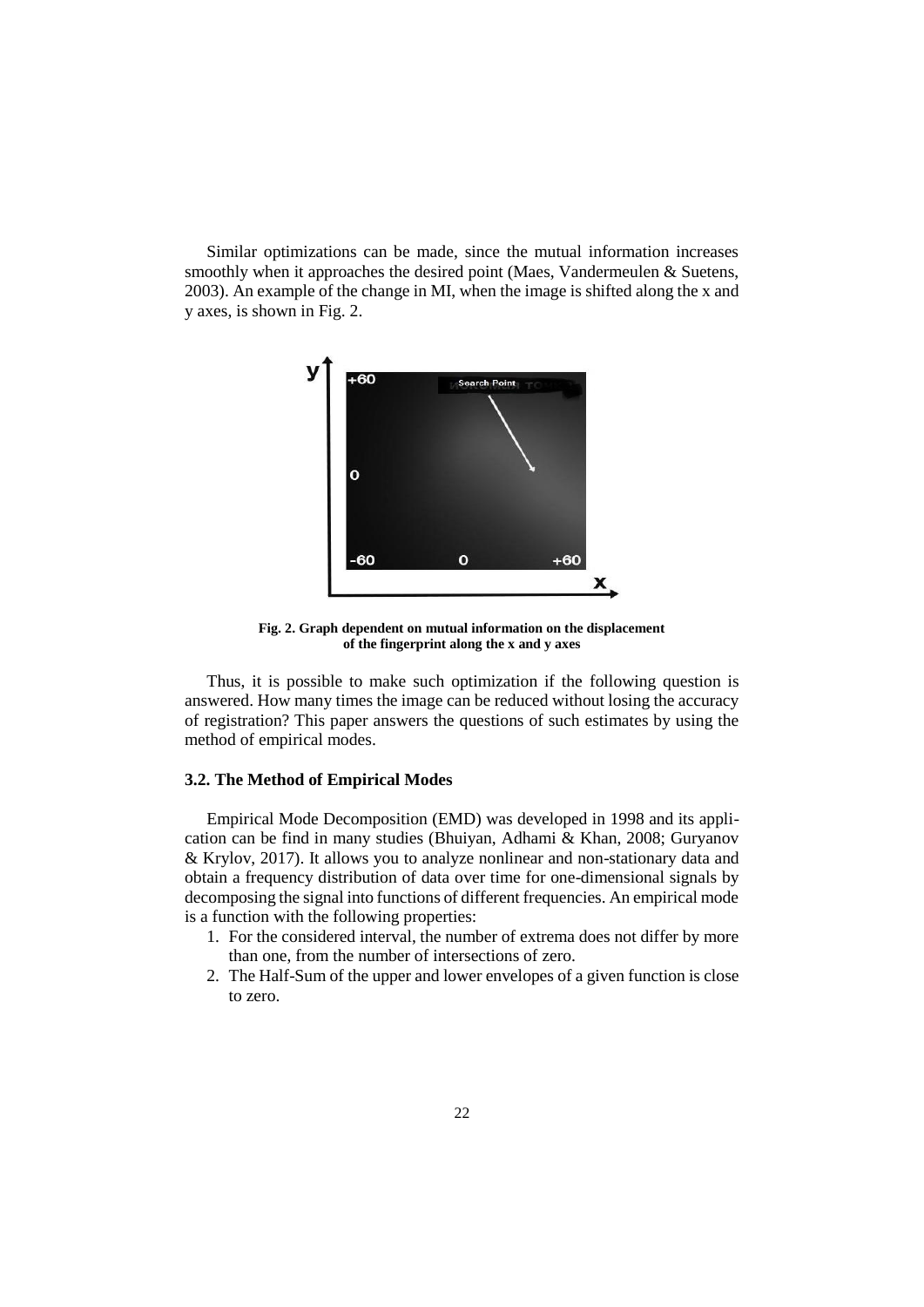Similar optimizations can be made, since the mutual information increases smoothly when it approaches the desired point (Maes, Vandermeulen & Suetens, 2003). An example of the change in MI, when the image is shifted along the x and y axes, is shown in Fig. 2.

**Fig. 2. Graph dependent on mutual information on the displacement of the fingerprint along the x and y axes**

Thus, it is possible to make such optimization if the following question is answered. How many times the image can be reduced without losing the accuracy of registration? This paper answers the questions of such estimates by using the method of empirical modes.

### 3.2. The Method of Empirical Modes

Empirical Mode Decomposition (EMD) was developed in 1998 and its application can be find in many studies (Bhuiyan, Adhami & Khan, 2008; Guryanov & Krylov, 2017). It allows you to analyze nonlinear and non-stationary data and obtain a frequency distribution of data over time for one-dimensional signals by decomposing the signal into functions of different frequencies. An empirical mode is a function with the following properties:

1. For the considered interval, the number of extrema does not differ by more than one, from the number of intersections of zero.
2. The Half-Sum of the upper and lower envelopes of a given function is close to zero.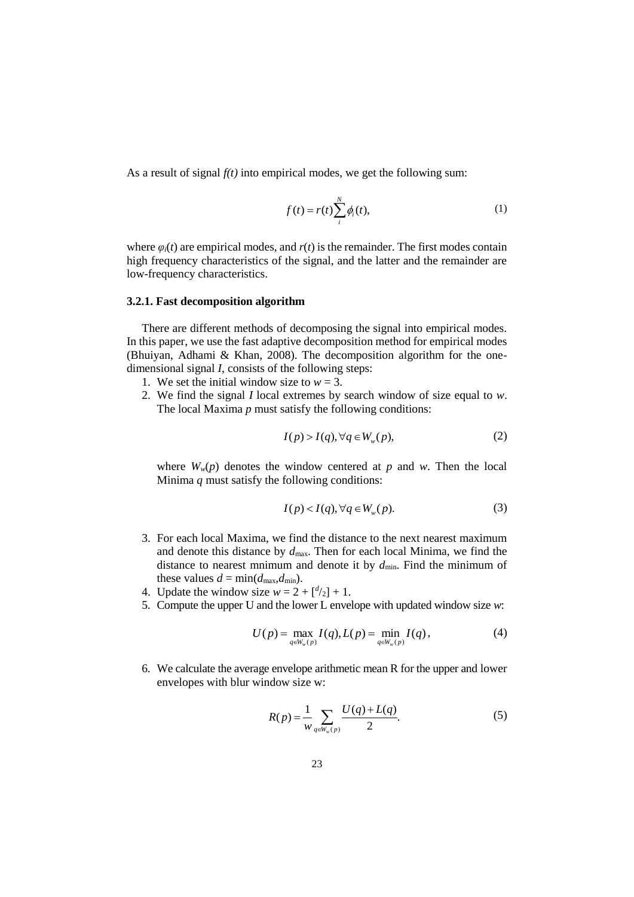As a result of signal *f(t)* into empirical modes, we get the following sum:

$$f(t) = r(t)\sum_{i}^{N}\phi_i(t), \tag{1}$$

where $\varphi_i(t)$ are empirical modes, and $r(t)$ is the remainder. The first modes contain high frequency characteristics of the signal, and the latter and the remainder are low-frequency characteristics.

### 3.2.1. Fast decomposition algorithm

There are different methods of decomposing the signal into empirical modes. In this paper, we use the fast adaptive decomposition method for empirical modes (Bhuiyan, Adhami & Khan, 2008). The decomposition algorithm for the one-dimensional signal *I*, consists of the following steps:

1. We set the initial window size to $w = 3$.
2. We find the signal *I* local extremes by search window of size equal to *w*. The local Maxima *p* must satisfy the following conditions:

$$I(p) > I(q), \forall q \in W_w(p), \tag{2}$$

where $W_w(p)$ denotes the window centered at *p* and *w*. Then the local Minima *q* must satisfy the following conditions:

$$I(p) < I(q), \forall q \in W_w(p). \tag{3}$$

3. For each local Maxima, we find the distance to the next nearest maximum and denote this distance by $d_{\max}$. Then for each local Minima, we find the distance to nearest mnimum and denote it by $d_{\min}$. Find the minimum of these values $d = \min(d_{\max}, d_{\min})$.
4. Update the window size $w = 2 + [^{d}/_{2}] + 1$.
5. Compute the upper U and the lower L envelope with updated window size *w*:

$$U(p) = \max_{q \in W_w(p)} I(q), L(p) = \min_{q \in W_w(p)} I(q), \tag{4}$$

6. We calculate the average envelope arithmetic mean R for the upper and lower envelopes with blur window size w:

$$R(p) = \frac{1}{w}\sum_{q \in W_w(p)} \frac{U(q) + L(q)}{2}. \tag{5}$$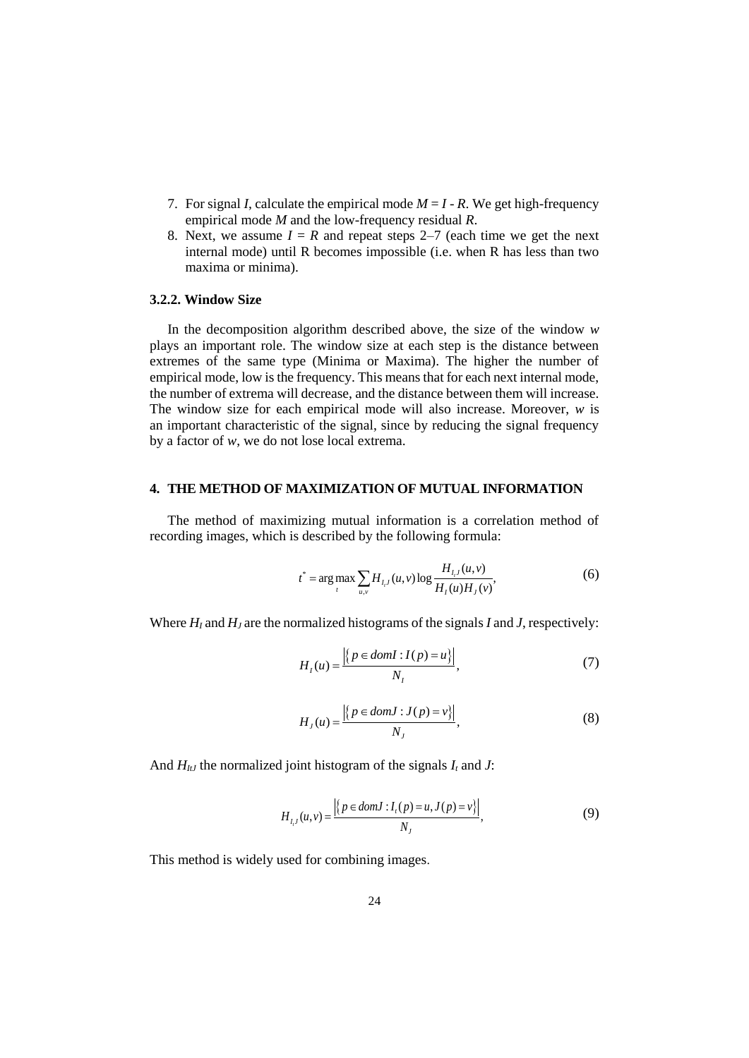7. For signal $I$, calculate the empirical mode $M = I - R$. We get high-frequency empirical mode $M$ and the low-frequency residual $R$.
8. Next, we assume $I = R$ and repeat steps 2–7 (each time we get the next internal mode) until R becomes impossible (i.e. when R has less than two maxima or minima).

### 3.2.2. Window Size

In the decomposition algorithm described above, the size of the window $w$ plays an important role. The window size at each step is the distance between extremes of the same type (Minima or Maxima). The higher the number of empirical mode, low is the frequency. This means that for each next internal mode, the number of extrema will decrease, and the distance between them will increase. The window size for each empirical mode will also increase. Moreover, $w$ is an important characteristic of the signal, since by reducing the signal frequency by a factor of $w$, we do not lose local extrema.

## 4. THE METHOD OF MAXIMIZATION OF MUTUAL INFORMATION

The method of maximizing mutual information is a correlation method of recording images, which is described by the following formula:

$$t^{*} = \arg\max_{t} \sum_{u,v} H_{I_t J}(u,v) \log \frac{H_{I_t J}(u,v)}{H_I(u) H_J(v)}, \tag{6}$$

Where $H_I$ and $H_J$ are the normalized histograms of the signals $I$ and $J$, respectively:

$$H_I(u) = \frac{\left|\{ p \in domI : I(p) = u \}\right|}{N_I}, \tag{7}$$

$$H_J(u) = \frac{\left|\{ p \in domJ : J(p) = v \}\right|}{N_J}, \tag{8}$$

And $H_{ItJ}$ the normalized joint histogram of the signals $I_t$ and $J$:

$$H_{I_t J}(u,v) = \frac{\left|\{ p \in domJ : I_t(p) = u, J(p) = v \}\right|}{N_J}, \tag{9}$$

This method is widely used for combining images.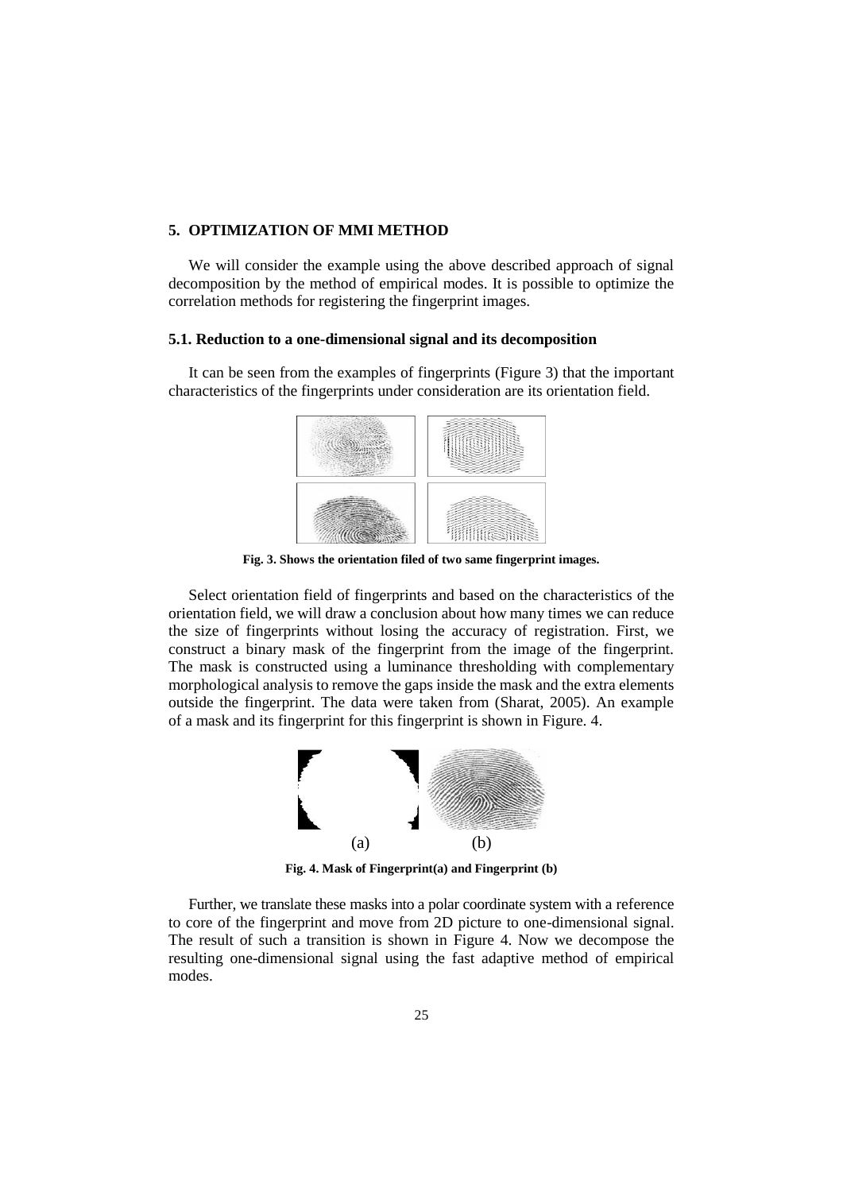## 5. OPTIMIZATION OF MMI METHOD

We will consider the example using the above described approach of signal decomposition by the method of empirical modes. It is possible to optimize the correlation methods for registering the fingerprint images.

### 5.1. Reduction to a one-dimensional signal and its decomposition

It can be seen from the examples of fingerprints (Figure 3) that the important characteristics of the fingerprints under consideration are its orientation field.

**Fig. 3. Shows the orientation filed of two same fingerprint images.**

Select orientation field of fingerprints and based on the characteristics of the orientation field, we will draw a conclusion about how many times we can reduce the size of fingerprints without losing the accuracy of registration. First, we construct a binary mask of the fingerprint from the image of the fingerprint. The mask is constructed using a luminance thresholding with complementary morphological analysis to remove the gaps inside the mask and the extra elements outside the fingerprint. The data were taken from (Sharat, 2005). An example of a mask and its fingerprint for this fingerprint is shown in Figure. 4.

(a) (b)

**Fig. 4. Mask of Fingerprint(a) and Fingerprint (b)**

Further, we translate these masks into a polar coordinate system with a reference to core of the fingerprint and move from 2D picture to one-dimensional signal. The result of such a transition is shown in Figure 4. Now we decompose the resulting one-dimensional signal using the fast adaptive method of empirical modes.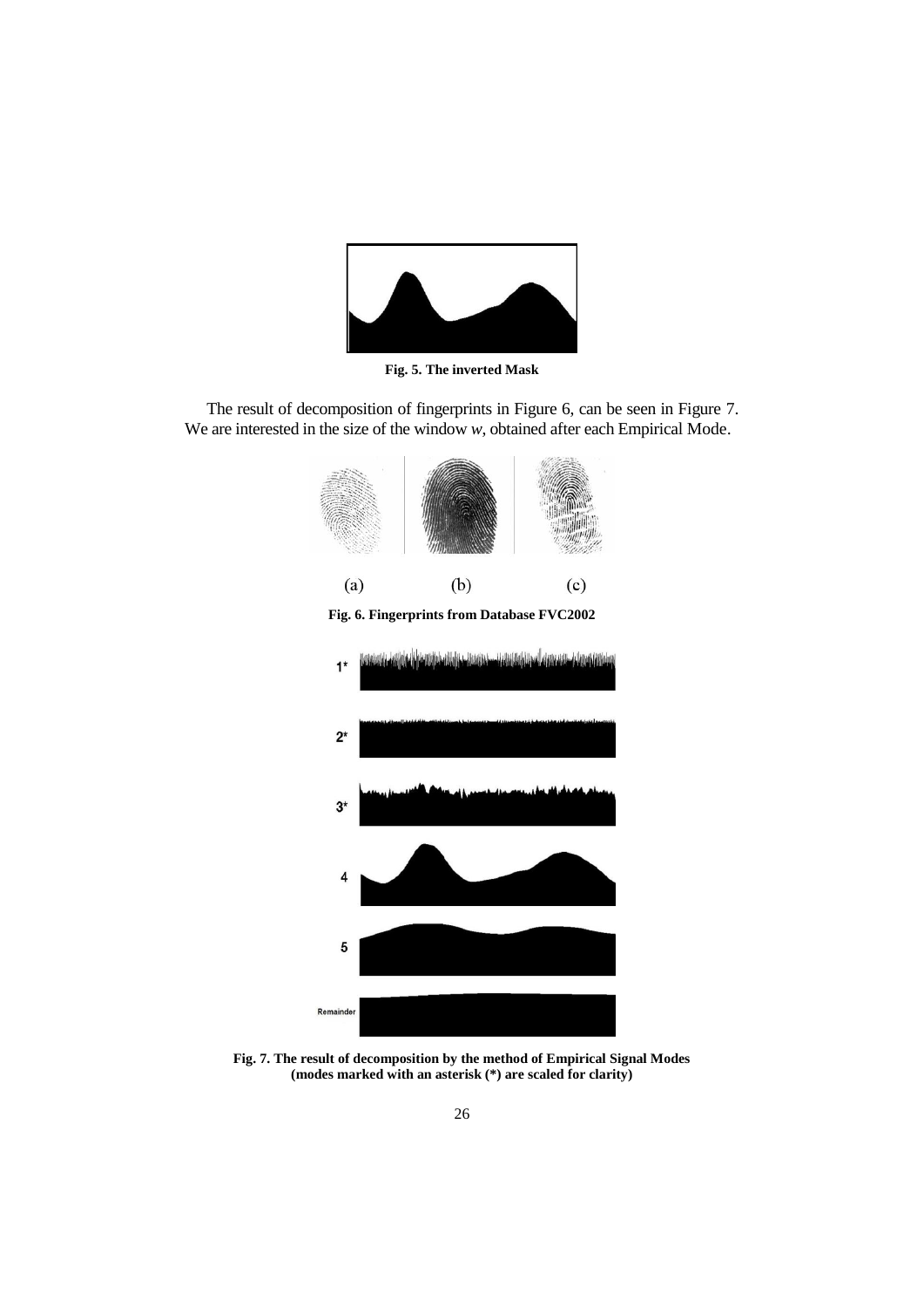Fig. 5. The inverted Mask

The result of decomposition of fingerprints in Figure 6, can be seen in Figure 7. We are interested in the size of the window *w*, obtained after each Empirical Mode.

(a) (b) (c)

Fig. 6. Fingerprints from Database FVC2002

Fig. 7. The result of decomposition by the method of Empirical Signal Modes (modes marked with an asterisk (*) are scaled for clarity)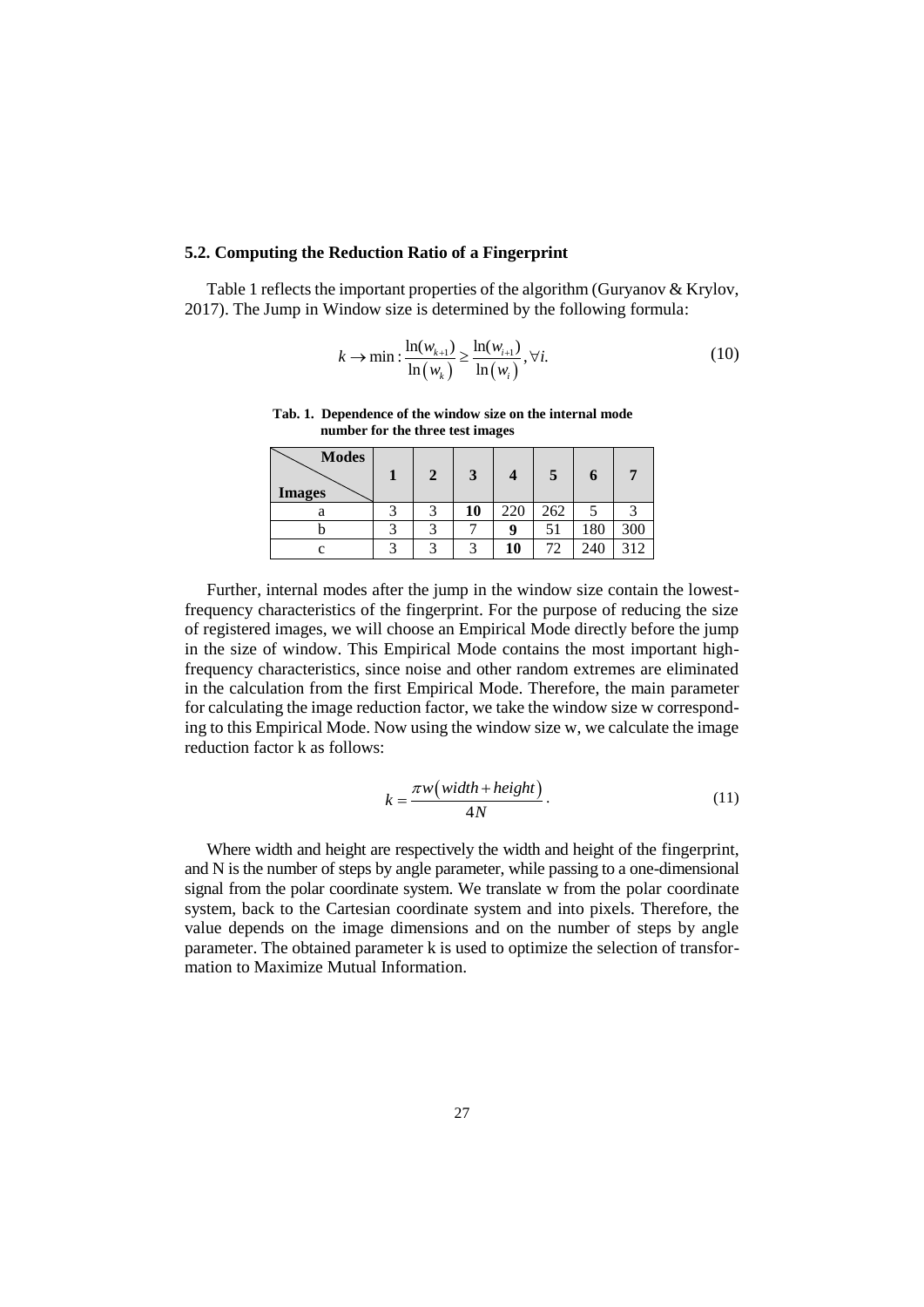### 5.2. Computing the Reduction Ratio of a Fingerprint

Table 1 reflects the important properties of the algorithm (Guryanov & Krylov, 2017). The Jump in Window size is determined by the following formula:

$$k \to \min : \frac{\ln(w_{k+1})}{\ln(w_k)} \geq \frac{\ln(w_{i+1})}{\ln(w_i)}, \forall i. \tag{10}$$

**Tab. 1. Dependence of the window size on the internal mode number for the three test images**

| Images \ Modes | 1 | 2 | 3 | 4 | 5 | 6 | 7 |
|---|---|---|---|---|---|---|---|
| a | 3 | 3 | **10** | 220 | 262 | 5 | 3 |
| b | 3 | 3 | 7 | **9** | 51 | 180 | 300 |
| c | 3 | 3 | 3 | **10** | 72 | 240 | 312 |

Further, internal modes after the jump in the window size contain the lowest-frequency characteristics of the fingerprint. For the purpose of reducing the size of registered images, we will choose an Empirical Mode directly before the jump in the size of window. This Empirical Mode contains the most important high-frequency characteristics, since noise and other random extremes are eliminated in the calculation from the first Empirical Mode. Therefore, the main parameter for calculating the image reduction factor, we take the window size w corresponding to this Empirical Mode. Now using the window size w, we calculate the image reduction factor k as follows:

$$k = \frac{\pi w(width + height)}{4N}. \tag{11}$$

Where width and height are respectively the width and height of the fingerprint, and N is the number of steps by angle parameter, while passing to a one-dimensional signal from the polar coordinate system. We translate w from the polar coordinate system, back to the Cartesian coordinate system and into pixels. Therefore, the value depends on the image dimensions and on the number of steps by angle parameter. The obtained parameter k is used to optimize the selection of transformation to Maximize Mutual Information.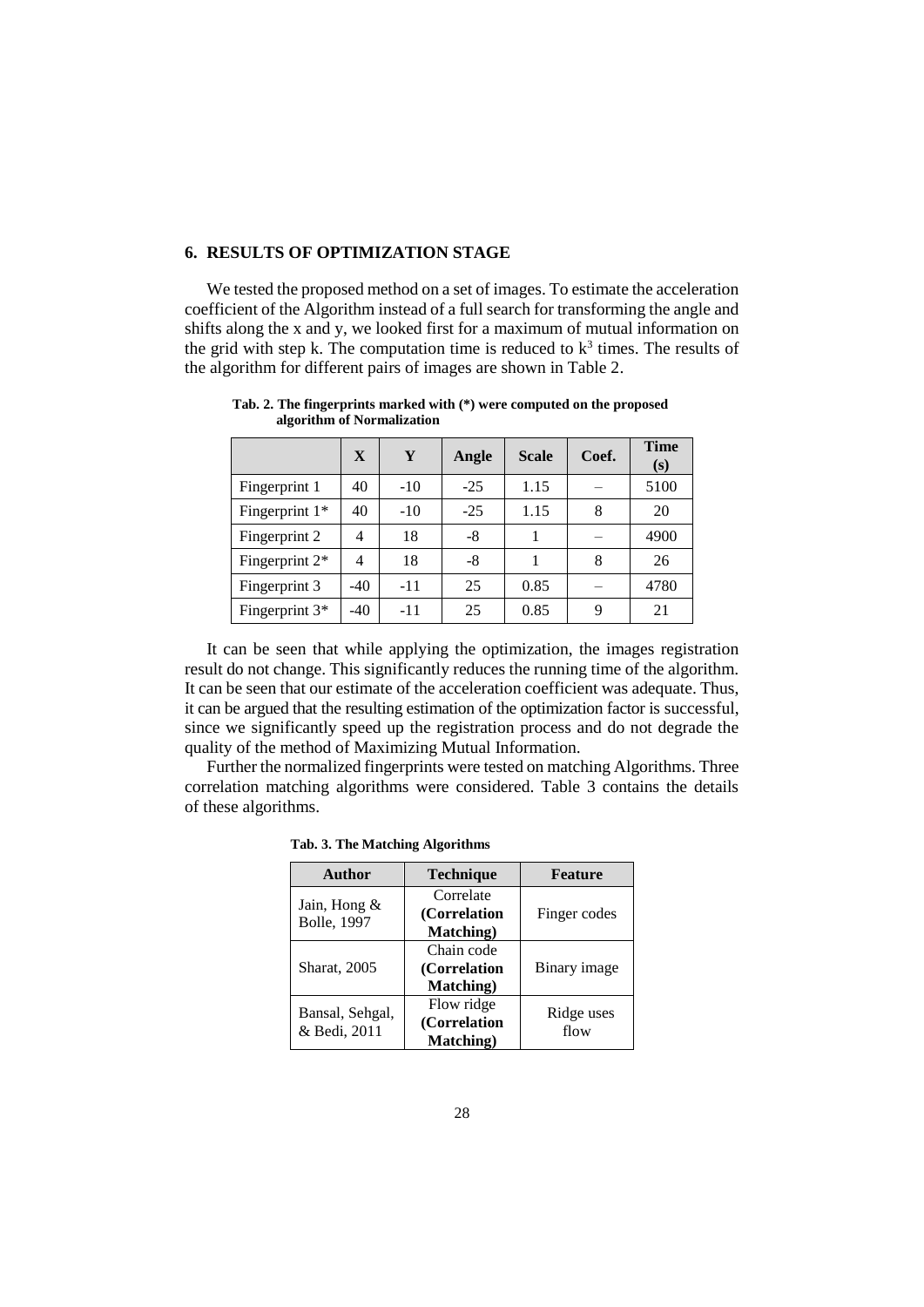## 6. RESULTS OF OPTIMIZATION STAGE

We tested the proposed method on a set of images. To estimate the acceleration coefficient of the Algorithm instead of a full search for transforming the angle and shifts along the x and y, we looked first for a maximum of mutual information on the grid with step k. The computation time is reduced to $k^3$ times. The results of the algorithm for different pairs of images are shown in Table 2.

**Tab. 2. The fingerprints marked with (*) were computed on the proposed algorithm of Normalization**

| | X | Y | Angle | Scale | Coef. | Time (s) |
|---|---|---|---|---|---|---|
| Fingerprint 1 | 40 | -10 | -25 | 1.15 | – | 5100 |
| Fingerprint 1* | 40 | -10 | -25 | 1.15 | 8 | 20 |
| Fingerprint 2 | 4 | 18 | -8 | 1 | – | 4900 |
| Fingerprint 2* | 4 | 18 | -8 | 1 | 8 | 26 |
| Fingerprint 3 | -40 | -11 | 25 | 0.85 | – | 4780 |
| Fingerprint 3* | -40 | -11 | 25 | 0.85 | 9 | 21 |

It can be seen that while applying the optimization, the images registration result do not change. This significantly reduces the running time of the algorithm. It can be seen that our estimate of the acceleration coefficient was adequate. Thus, it can be argued that the resulting estimation of the optimization factor is successful, since we significantly speed up the registration process and do not degrade the quality of the method of Maximizing Mutual Information.

Further the normalized fingerprints were tested on matching Algorithms. Three correlation matching algorithms were considered. Table 3 contains the details of these algorithms.

**Tab. 3. The Matching Algorithms**

| Author | Technique | Feature |
|---|---|---|
| Jain, Hong & Bolle, 1997 | Correlate **(Correlation Matching)** | Finger codes |
| Sharat, 2005 | Chain code **(Correlation Matching)** | Binary image |
| Bansal, Sehgal, & Bedi, 2011 | Flow ridge **(Correlation Matching)** | Ridge uses flow |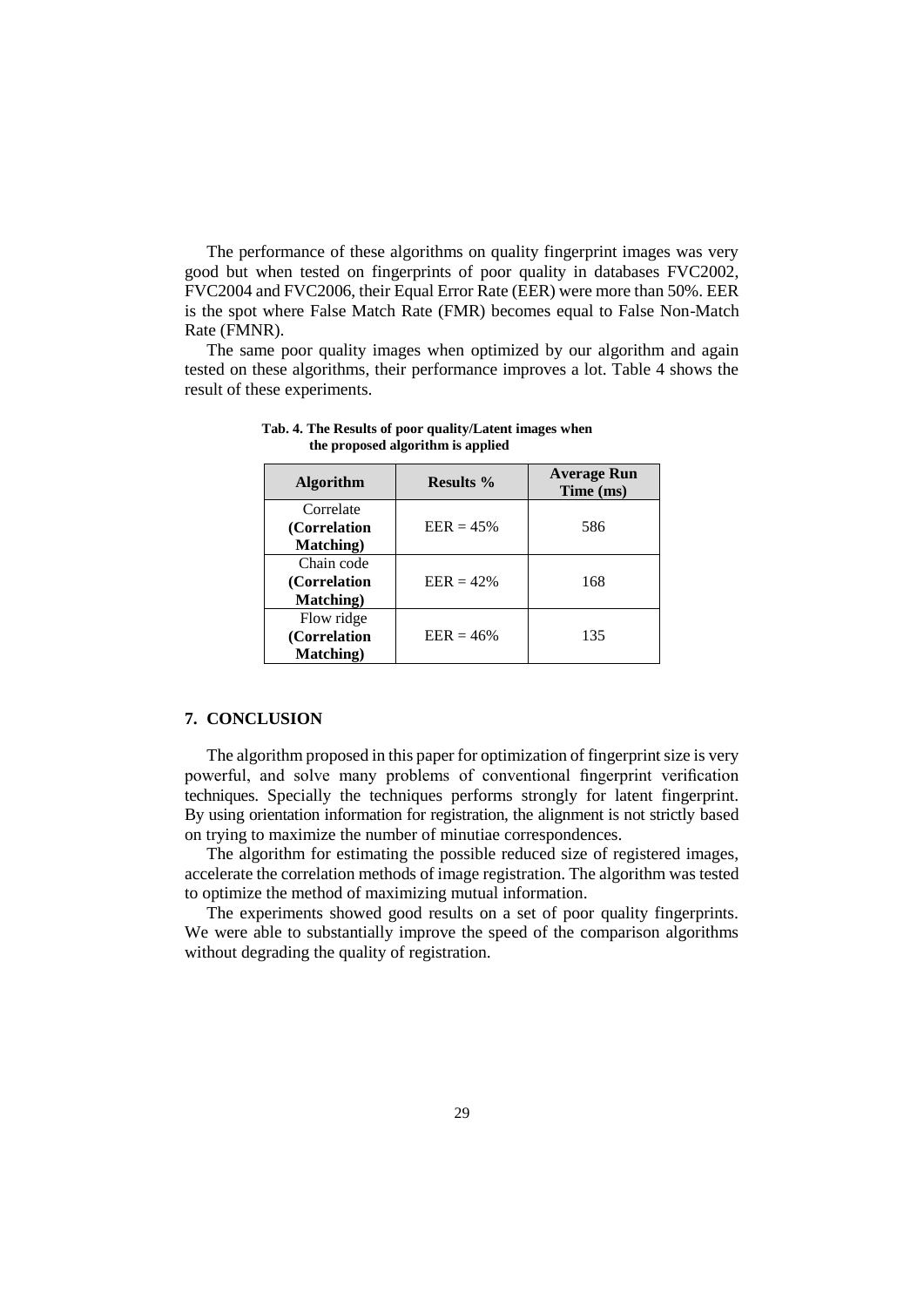The performance of these algorithms on quality fingerprint images was very good but when tested on fingerprints of poor quality in databases FVC2002, FVC2004 and FVC2006, their Equal Error Rate (EER) were more than 50%. EER is the spot where False Match Rate (FMR) becomes equal to False Non-Match Rate (FMNR).

The same poor quality images when optimized by our algorithm and again tested on these algorithms, their performance improves a lot. Table 4 shows the result of these experiments.

**Tab. 4. The Results of poor quality/Latent images when the proposed algorithm is applied**

| Algorithm | Results % | Average Run Time (ms) |
|---|---|---|
| Correlate **(Correlation Matching)** | EER = 45% | 586 |
| Chain code **(Correlation Matching)** | EER = 42% | 168 |
| Flow ridge **(Correlation Matching)** | EER = 46% | 135 |

## 7. CONCLUSION

The algorithm proposed in this paper for optimization of fingerprint size is very powerful, and solve many problems of conventional fingerprint verification techniques. Specially the techniques performs strongly for latent fingerprint. By using orientation information for registration, the alignment is not strictly based on trying to maximize the number of minutiae correspondences.

The algorithm for estimating the possible reduced size of registered images, accelerate the correlation methods of image registration. The algorithm was tested to optimize the method of maximizing mutual information.

The experiments showed good results on a set of poor quality fingerprints. We were able to substantially improve the speed of the comparison algorithms without degrading the quality of registration.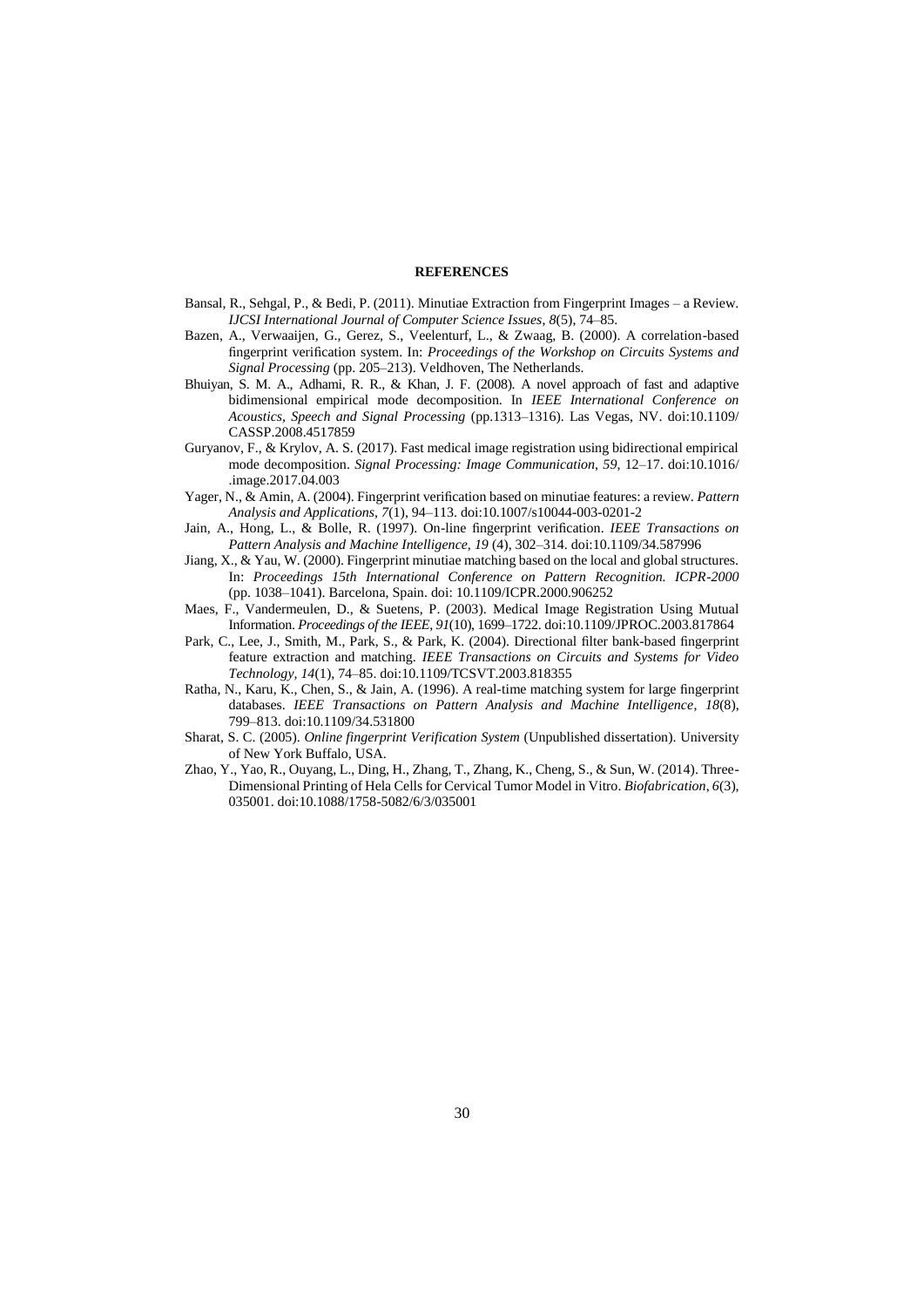## REFERENCES

Bansal, R., Sehgal, P., & Bedi, P. (2011). Minutiae Extraction from Fingerprint Images – a Review. *IJCSI International Journal of Computer Science Issues*, *8*(5), 74–85.

Bazen, A., Verwaaijen, G., Gerez, S., Veelenturf, L., & Zwaag, B. (2000). A correlation-based fingerprint verification system. In: *Proceedings of the Workshop on Circuits Systems and Signal Processing* (pp. 205–213). Veldhoven, The Netherlands.

Bhuiyan, S. M. A., Adhami, R. R., & Khan, J. F. (2008). A novel approach of fast and adaptive bidimensional empirical mode decomposition. In *IEEE International Conference on Acoustics, Speech and Signal Processing* (pp.1313–1316). Las Vegas, NV. doi:10.1109/ CASSP.2008.4517859

Guryanov, F., & Krylov, A. S. (2017). Fast medical image registration using bidirectional empirical mode decomposition. *Signal Processing: Image Communication*, *59*, 12–17. doi:10.1016/ .image.2017.04.003

Yager, N., & Amin, A. (2004). Fingerprint verification based on minutiae features: a review. *Pattern Analysis and Applications*, *7*(1), 94–113. doi:10.1007/s10044-003-0201-2

Jain, A., Hong, L., & Bolle, R. (1997). On-line fingerprint verification. *IEEE Transactions on Pattern Analysis and Machine Intelligence*, *19* (4), 302–314. doi:10.1109/34.587996

Jiang, X., & Yau, W. (2000). Fingerprint minutiae matching based on the local and global structures. In: *Proceedings 15th International Conference on Pattern Recognition. ICPR-2000* (pp. 1038–1041). Barcelona, Spain. doi: 10.1109/ICPR.2000.906252

Maes, F., Vandermeulen, D., & Suetens, P. (2003). Medical Image Registration Using Mutual Information. *Proceedings of the IEEE*, *91*(10), 1699–1722. doi:10.1109/JPROC.2003.817864

Park, C., Lee, J., Smith, M., Park, S., & Park, K. (2004). Directional filter bank-based fingerprint feature extraction and matching. *IEEE Transactions on Circuits and Systems for Video Technology*, *14*(1), 74–85. doi:10.1109/TCSVT.2003.818355

Ratha, N., Karu, K., Chen, S., & Jain, A. (1996). A real-time matching system for large fingerprint databases. *IEEE Transactions on Pattern Analysis and Machine Intelligence*, *18*(8), 799–813. doi:10.1109/34.531800

Sharat, S. C. (2005). *Online fingerprint Verification System* (Unpublished dissertation). University of New York Buffalo, USA.

Zhao, Y., Yao, R., Ouyang, L., Ding, H., Zhang, T., Zhang, K., Cheng, S., & Sun, W. (2014). Three-Dimensional Printing of Hela Cells for Cervical Tumor Model in Vitro. *Biofabrication*, *6*(3), 035001. doi:10.1088/1758-5082/6/3/035001